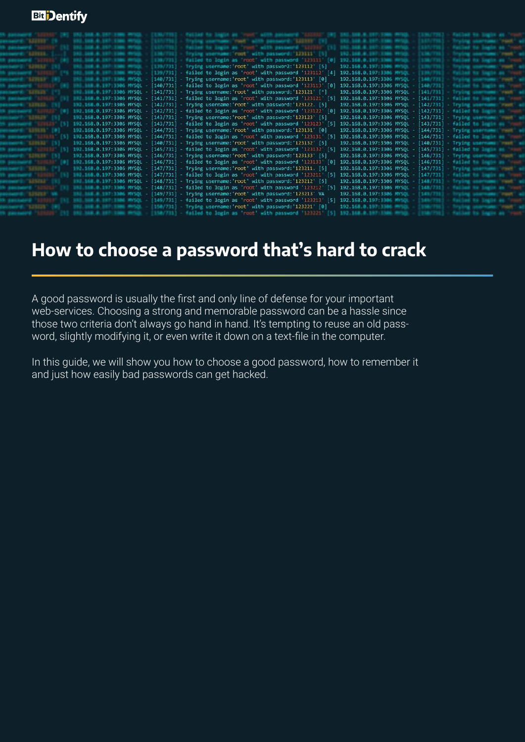# How to choose a password that's hard to crack

A good password is usually the first and only line of defense for your important web-services. Choosing a strong and memorable password can be a hassle since those two criteria don't always go hand in hand. It's tempting to reuse an old password, slightly modifying it, or even write it down on a text-file in the computer.

In this guide, we will show you how to choose a good password, how to remember it and just how easily bad passwords can get hacked.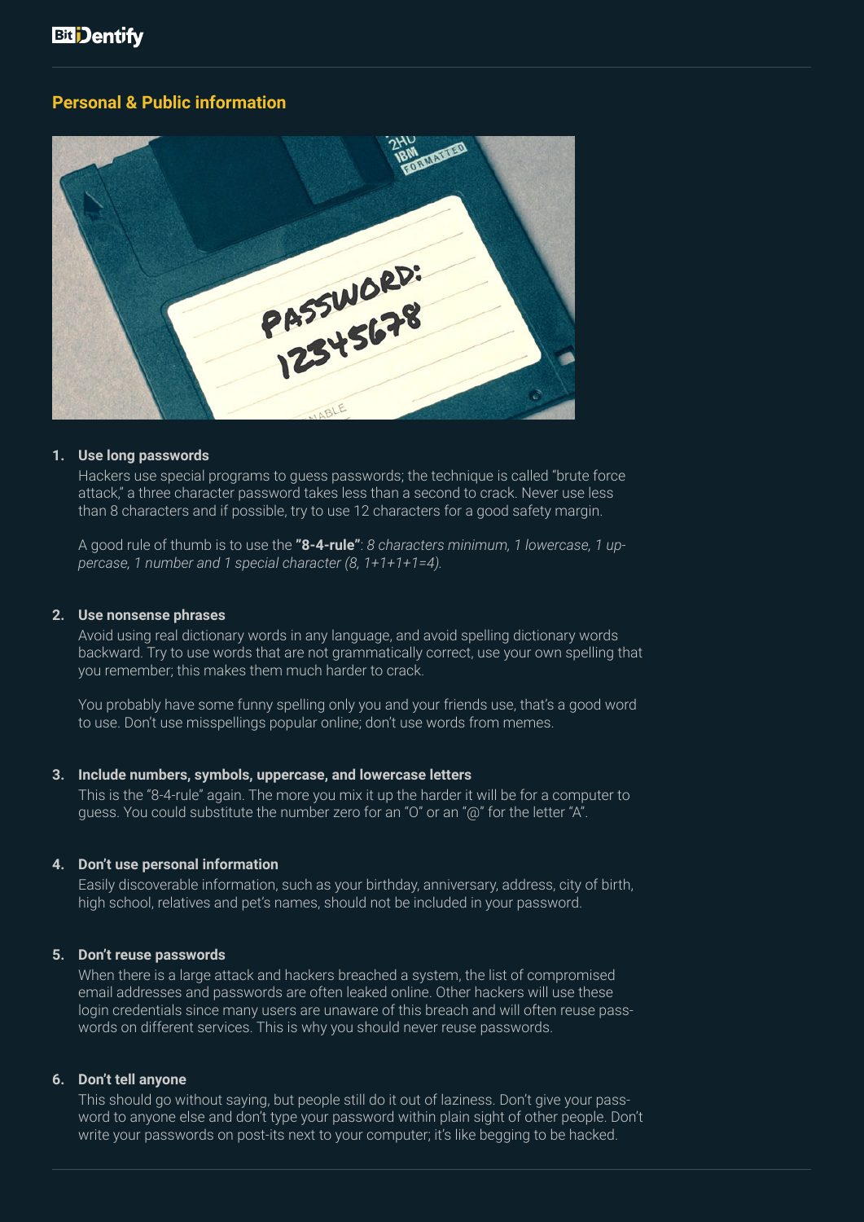## Personal & Public information

1. **Use long passwords**

   Hackers use special programs to guess passwords; the technique is called "brute force attack," a three character password takes less than a second to crack. Never use less than 8 characters and if possible, try to use 12 characters for a good safety margin.

   A good rule of thumb is to use the **"8-4-rule"**: *8 characters minimum, 1 lowercase, 1 uppercase, 1 number and 1 special character (8, 1+1+1+1=4).*

2. **Use nonsense phrases**

   Avoid using real dictionary words in any language, and avoid spelling dictionary words backward. Try to use words that are not grammatically correct, use your own spelling that you remember; this makes them much harder to crack.

   You probably have some funny spelling only you and your friends use, that's a good word to use. Don't use misspellings popular online; don't use words from memes.

3. **Include numbers, symbols, uppercase, and lowercase letters**

   This is the "8-4-rule" again. The more you mix it up the harder it will be for a computer to guess. You could substitute the number zero for an "O" or an "@" for the letter "A".

4. **Don't use personal information**

   Easily discoverable information, such as your birthday, anniversary, address, city of birth, high school, relatives and pet's names, should not be included in your password.

5. **Don't reuse passwords**

   When there is a large attack and hackers breached a system, the list of compromised email addresses and passwords are often leaked online. Other hackers will use these login credentials since many users are unaware of this breach and will often reuse passwords on different services. This is why you should never reuse passwords.

6. **Don't tell anyone**

   This should go without saying, but people still do it out of laziness. Don't give your password to anyone else and don't type your password within plain sight of other people. Don't write your passwords on post-its next to your computer; it's like begging to be hacked.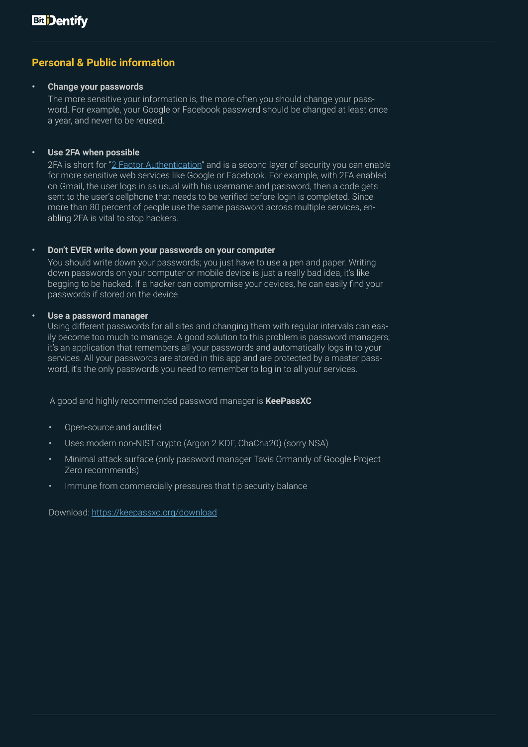## Personal & Public information

- **Change your passwords**
  
  The more sensitive your information is, the more often you should change your password. For example, your Google or Facebook password should be changed at least once a year, and never to be reused.

- **Use 2FA when possible**
  
  2FA is short for "2 Factor Authentication" and is a second layer of security you can enable for more sensitive web services like Google or Facebook. For example, with 2FA enabled on Gmail, the user logs in as usual with his username and password, then a code gets sent to the user's cellphone that needs to be verified before login is completed. Since more than 80 percent of people use the same password across multiple services, enabling 2FA is vital to stop hackers.

- **Don't EVER write down your passwords on your computer**
  
  You should write down your passwords; you just have to use a pen and paper. Writing down passwords on your computer or mobile device is just a really bad idea, it's like begging to be hacked. If a hacker can compromise your devices, he can easily find your passwords if stored on the device.

- **Use a password manager**
  
  Using different passwords for all sites and changing them with regular intervals can easily become too much to manage. A good solution to this problem is password managers; it's an application that remembers all your passwords and automatically logs in to your services. All your passwords are stored in this app and are protected by a master password, it's the only passwords you need to remember to log in to all your services.

  A good and highly recommended password manager is **KeePassXC**

  - Open-source and audited
  - Uses modern non-NIST crypto (Argon 2 KDF, ChaCha20) (sorry NSA)
  - Minimal attack surface (only password manager Tavis Ormandy of Google Project Zero recommends)
  - Immune from commercially pressures that tip security balance

  Download: https://keepassxc.org/download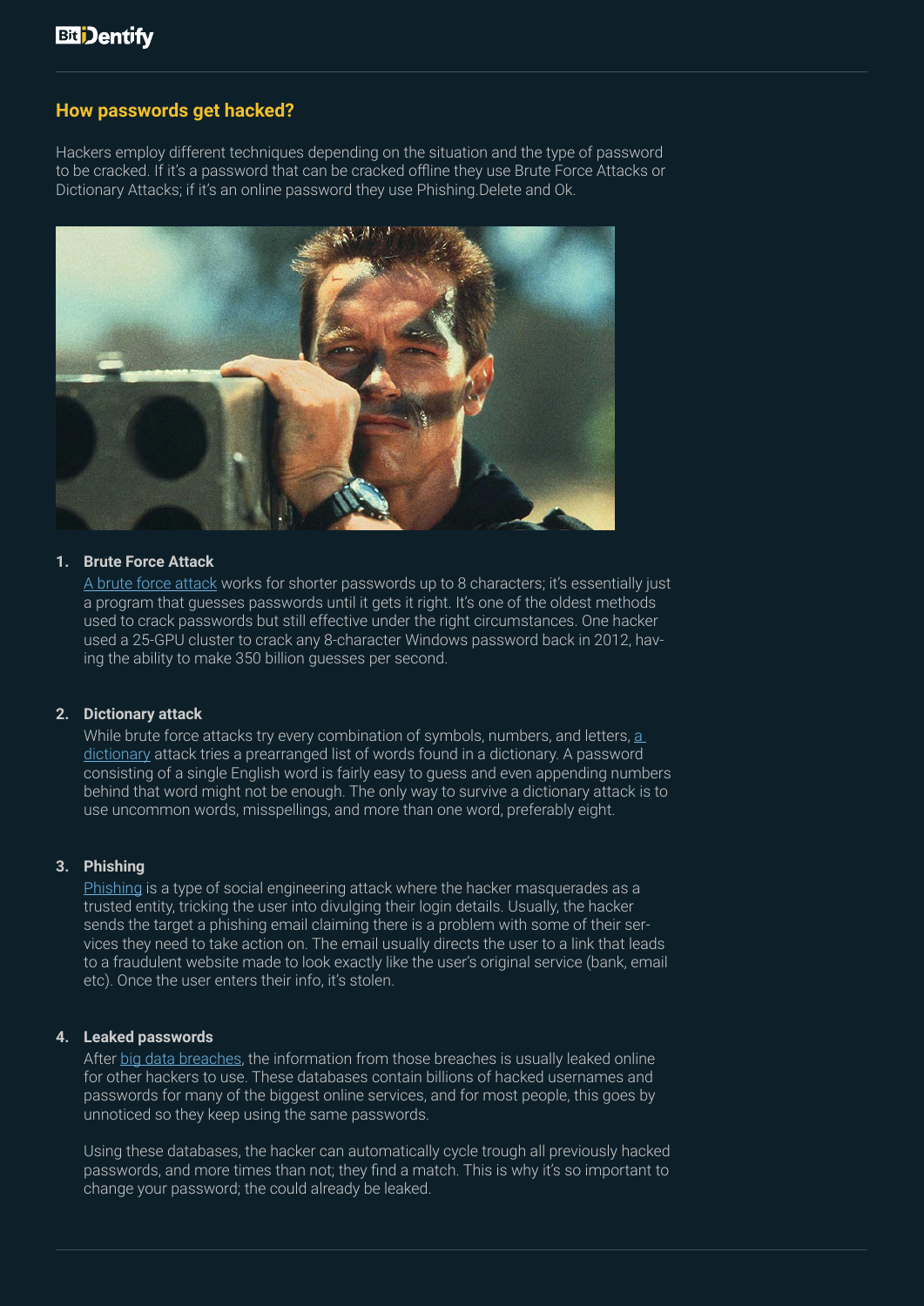## How passwords get hacked?

Hackers employ different techniques depending on the situation and the type of password to be cracked. If it's a password that can be cracked offline they use Brute Force Attacks or Dictionary Attacks; if it's an online password they use Phishing.Delete and Ok.

1. **Brute Force Attack**
   A brute force attack works for shorter passwords up to 8 characters; it's essentially just a program that guesses passwords until it gets it right. It's one of the oldest methods used to crack passwords but still effective under the right circumstances. One hacker used a 25-GPU cluster to crack any 8-character Windows password back in 2012, having the ability to make 350 billion guesses per second.

2. **Dictionary attack**
   While brute force attacks try every combination of symbols, numbers, and letters, a dictionary attack tries a prearranged list of words found in a dictionary. A password consisting of a single English word is fairly easy to guess and even appending numbers behind that word might not be enough. The only way to survive a dictionary attack is to use uncommon words, misspellings, and more than one word, preferably eight.

3. **Phishing**
   Phishing is a type of social engineering attack where the hacker masquerades as a trusted entity, tricking the user into divulging their login details. Usually, the hacker sends the target a phishing email claiming there is a problem with some of their services they need to take action on. The email usually directs the user to a link that leads to a fraudulent website made to look exactly like the user's original service (bank, email etc). Once the user enters their info, it's stolen.

4. **Leaked passwords**
   After big data breaches, the information from those breaches is usually leaked online for other hackers to use. These databases contain billions of hacked usernames and passwords for many of the biggest online services, and for most people, this goes by unnoticed so they keep using the same passwords.

   Using these databases, the hacker can automatically cycle trough all previously hacked passwords, and more times than not; they find a match. This is why it's so important to change your password; the could already be leaked.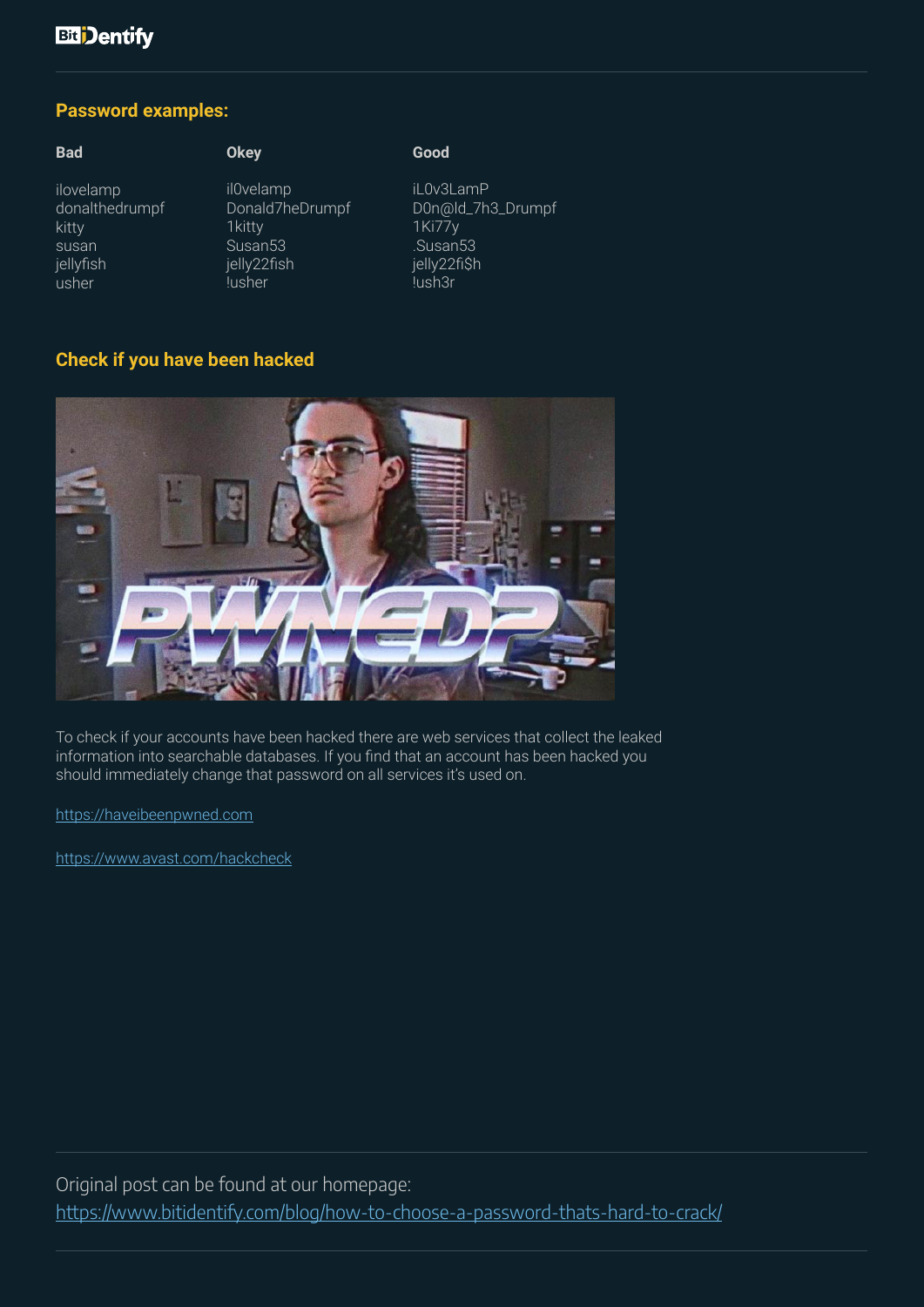## Password examples:

| Bad | Okey | Good |
| --- | --- | --- |
| ilovelamp | il0velamp | iL0v3LamP |
| donalthedrumpf | Donald7heDrumpf | D0n@ld_7h3_Drumpf |
| kitty | 1kitty | 1Ki77y |
| susan | Susan53 | .Susan53 |
| jellyfish | jelly22fish | jelly22fi$h |
| usher | !usher | !ush3r |

## Check if you have been hacked

To check if your accounts have been hacked there are web services that collect the leaked information into searchable databases. If you find that an account has been hacked you should immediately change that password on all services it's used on.

https://haveibeenpwned.com

https://www.avast.com/hackcheck

Original post can be found at our homepage:
https://www.bitidentify.com/blog/how-to-choose-a-password-thats-hard-to-crack/